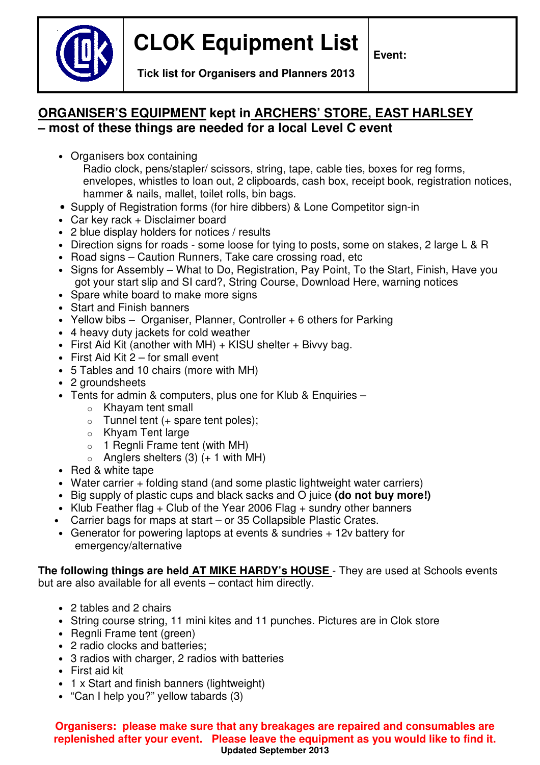# CLOK Equipment List

**Tick list for Organisers and Planners 2013**

**Event:**

## ORGANISER'S EQUIPMENT kept in ARCHERS' STORE, EAST HARLSEY – most of these things are needed for a local Level C event

- Organisers box containing
  Radio clock, pens/stapler/ scissors, string, tape, cable ties, boxes for reg forms, envelopes, whistles to loan out, 2 clipboards, cash box, receipt book, registration notices, hammer & nails, mallet, toilet rolls, bin bags.
- Supply of Registration forms (for hire dibbers) & Lone Competitor sign-in
- Car key rack + Disclaimer board
- 2 blue display holders for notices / results
- Direction signs for roads - some loose for tying to posts, some on stakes, 2 large L & R
- Road signs – Caution Runners, Take care crossing road, etc
- Signs for Assembly – What to Do, Registration, Pay Point, To the Start, Finish, Have you got your start slip and SI card?, String Course, Download Here, warning notices
- Spare white board to make more signs
- Start and Finish banners
- Yellow bibs – Organiser, Planner, Controller + 6 others for Parking
- 4 heavy duty jackets for cold weather
- First Aid Kit (another with MH) + KISU shelter + Bivvy bag.
- First Aid Kit 2 – for small event
- 5 Tables and 10 chairs (more with MH)
- 2 groundsheets
- Tents for admin & computers, plus one for Klub & Enquiries –
  - Khayam tent small
  - Tunnel tent (+ spare tent poles);
  - Khyam Tent large
  - 1 Regnli Frame tent (with MH)
  - Anglers shelters (3) (+ 1 with MH)
- Red & white tape
- Water carrier + folding stand (and some plastic lightweight water carriers)
- Big supply of plastic cups and black sacks and O juice **(do not buy more!)**
- Klub Feather flag + Club of the Year 2006 Flag + sundry other banners
- Carrier bags for maps at start – or 35 Collapsible Plastic Crates.
- Generator for powering laptops at events & sundries + 12v battery for emergency/alternative

**The following things are held AT MIKE HARDY's HOUSE** - They are used at Schools events but are also available for all events – contact him directly.

- 2 tables and 2 chairs
- String course string, 11 mini kites and 11 punches. Pictures are in Clok store
- Regnli Frame tent (green)
- 2 radio clocks and batteries;
- 3 radios with charger, 2 radios with batteries
- First aid kit
- 1 x Start and finish banners (lightweight)
- "Can I help you?" yellow tabards (3)

**Organisers: please make sure that any breakages are repaired and consumables are replenished after your event. Please leave the equipment as you would like to find it.**

**Updated September 2013**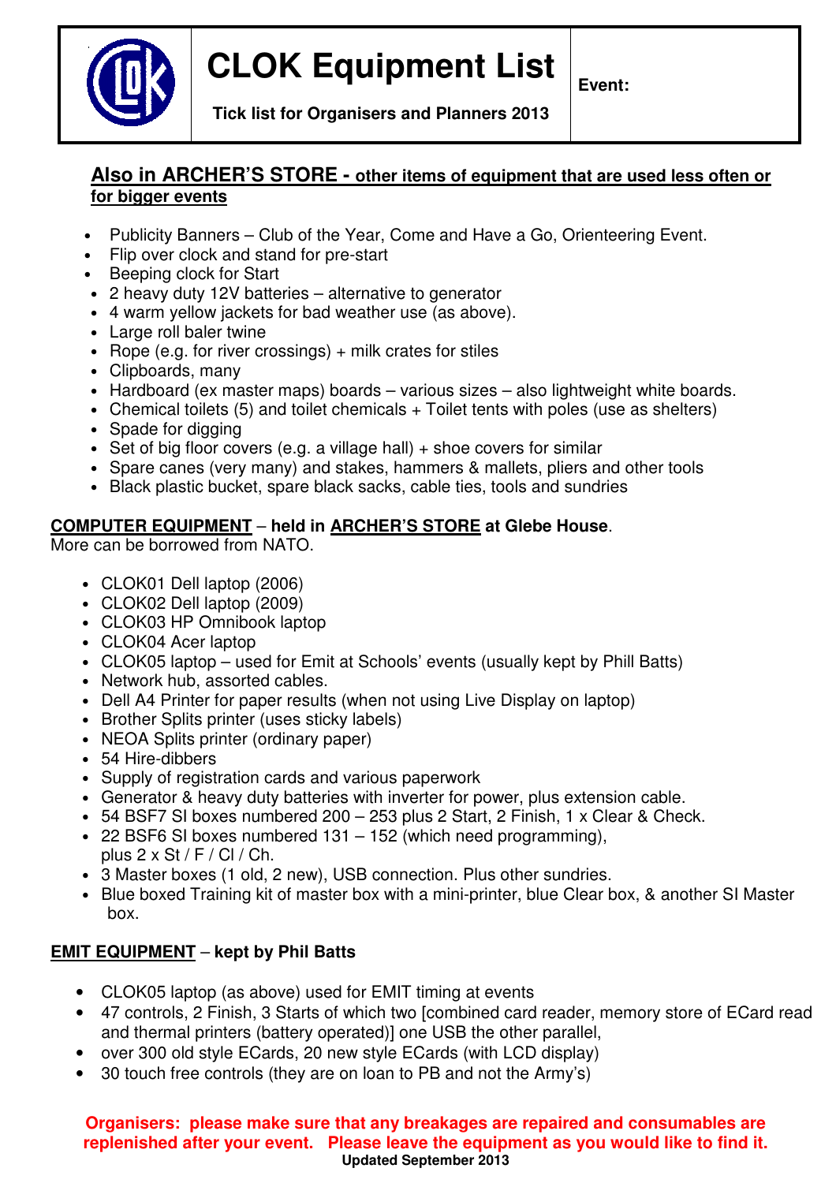| | CLOK Equipment List | Event: |
|---|---|---|
| | **Tick list for Organisers and Planners 2013** | |

## Also in ARCHER'S STORE - other items of equipment that are used less often or for bigger events

- Publicity Banners – Club of the Year, Come and Have a Go, Orienteering Event.
- Flip over clock and stand for pre-start
- Beeping clock for Start
- 2 heavy duty 12V batteries – alternative to generator
- 4 warm yellow jackets for bad weather use (as above).
- Large roll baler twine
- Rope (e.g. for river crossings) + milk crates for stiles
- Clipboards, many
- Hardboard (ex master maps) boards – various sizes – also lightweight white boards.
- Chemical toilets (5) and toilet chemicals + Toilet tents with poles (use as shelters)
- Spade for digging
- Set of big floor covers (e.g. a village hall) + shoe covers for similar
- Spare canes (very many) and stakes, hammers & mallets, pliers and other tools
- Black plastic bucket, spare black sacks, cable ties, tools and sundries

**COMPUTER EQUIPMENT – held in ARCHER'S STORE at Glebe House**.
More can be borrowed from NATO.

- CLOK01 Dell laptop (2006)
- CLOK02 Dell laptop (2009)
- CLOK03 HP Omnibook laptop
- CLOK04 Acer laptop
- CLOK05 laptop – used for Emit at Schools' events (usually kept by Phill Batts)
- Network hub, assorted cables.
- Dell A4 Printer for paper results (when not using Live Display on laptop)
- Brother Splits printer (uses sticky labels)
- NEOA Splits printer (ordinary paper)
- 54 Hire-dibbers
- Supply of registration cards and various paperwork
- Generator & heavy duty batteries with inverter for power, plus extension cable.
- 54 BSF7 SI boxes numbered 200 – 253 plus 2 Start, 2 Finish, 1 x Clear & Check.
- 22 BSF6 SI boxes numbered 131 – 152 (which need programming), plus 2 x St / F / Cl / Ch.
- 3 Master boxes (1 old, 2 new), USB connection. Plus other sundries.
- Blue boxed Training kit of master box with a mini-printer, blue Clear box, & another SI Master box.

**EMIT EQUIPMENT – kept by Phil Batts**

- CLOK05 laptop (as above) used for EMIT timing at events
- 47 controls, 2 Finish, 3 Starts of which two [combined card reader, memory store of ECard read and thermal printers (battery operated)] one USB the other parallel,
- over 300 old style ECards, 20 new style ECards (with LCD display)
- 30 touch free controls (they are on loan to PB and not the Army's)

**Organisers: please make sure that any breakages are repaired and consumables are replenished after your event. Please leave the equipment as you would like to find it.**

**Updated September 2013**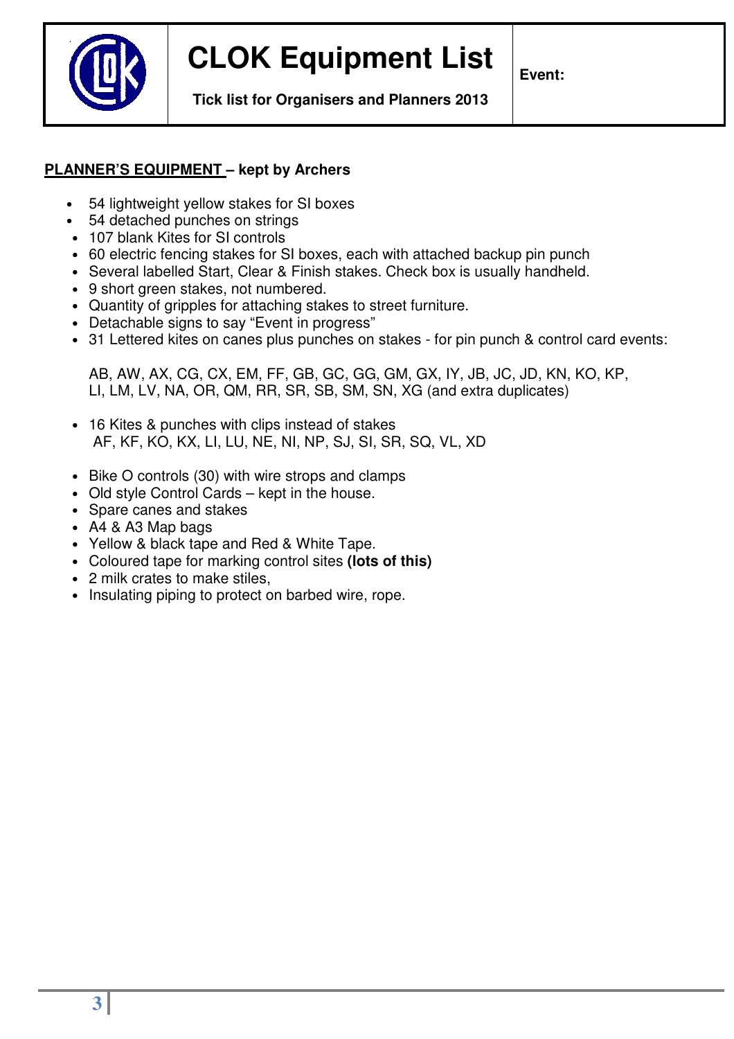# CLOK Equipment List

**Tick list for Organisers and Planners 2013**

**Event:**

**PLANNER'S EQUIPMENT – kept by Archers**

- 54 lightweight yellow stakes for SI boxes
- 54 detached punches on strings
- 107 blank Kites for SI controls
- 60 electric fencing stakes for SI boxes, each with attached backup pin punch
- Several labelled Start, Clear & Finish stakes. Check box is usually handheld.
- 9 short green stakes, not numbered.
- Quantity of gripples for attaching stakes to street furniture.
- Detachable signs to say "Event in progress"
- 31 Lettered kites on canes plus punches on stakes - for pin punch & control card events:

  AB, AW, AX, CG, CX, EM, FF, GB, GC, GG, GM, GX, IY, JB, JC, JD, KN, KO, KP, LI, LM, LV, NA, OR, QM, RR, SR, SB, SM, SN, XG (and extra duplicates)

- 16 Kites & punches with clips instead of stakes
  AF, KF, KO, KX, LI, LU, NE, NI, NP, SJ, SI, SR, SQ, VL, XD

- Bike O controls (30) with wire strops and clamps
- Old style Control Cards – kept in the house.
- Spare canes and stakes
- A4 & A3 Map bags
- Yellow & black tape and Red & White Tape.
- Coloured tape for marking control sites **(lots of this)**
- 2 milk crates to make stiles,
- Insulating piping to protect on barbed wire, rope.